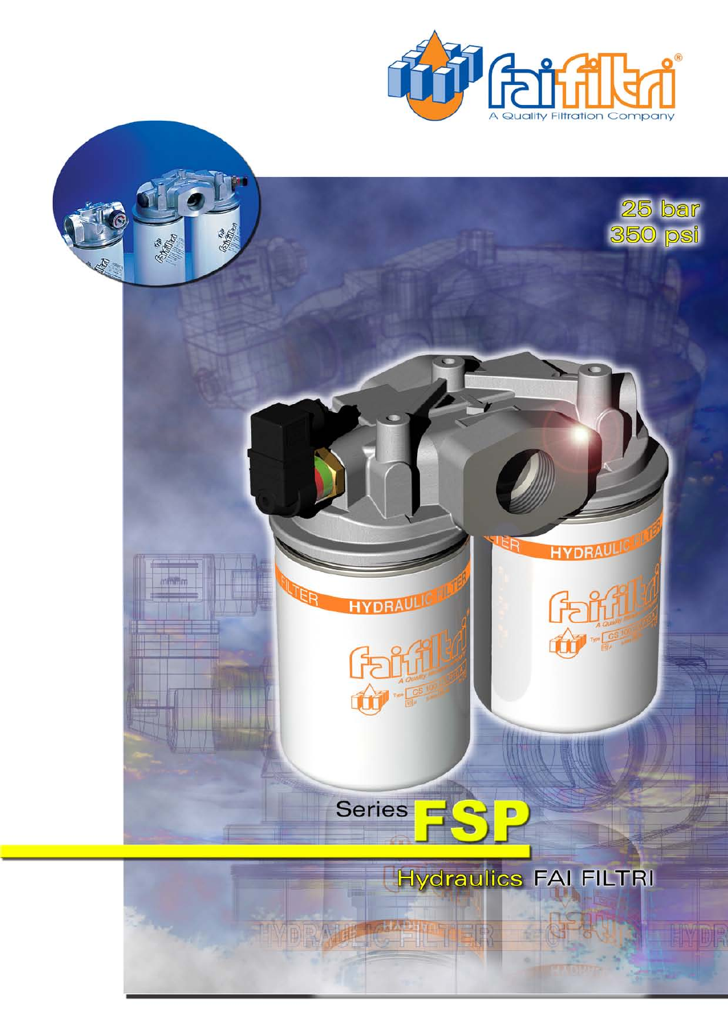faifiltri®

A Quality Filtration Company

25 bar
350 psi

# Series FSP

Hydraulics FAI FILTRI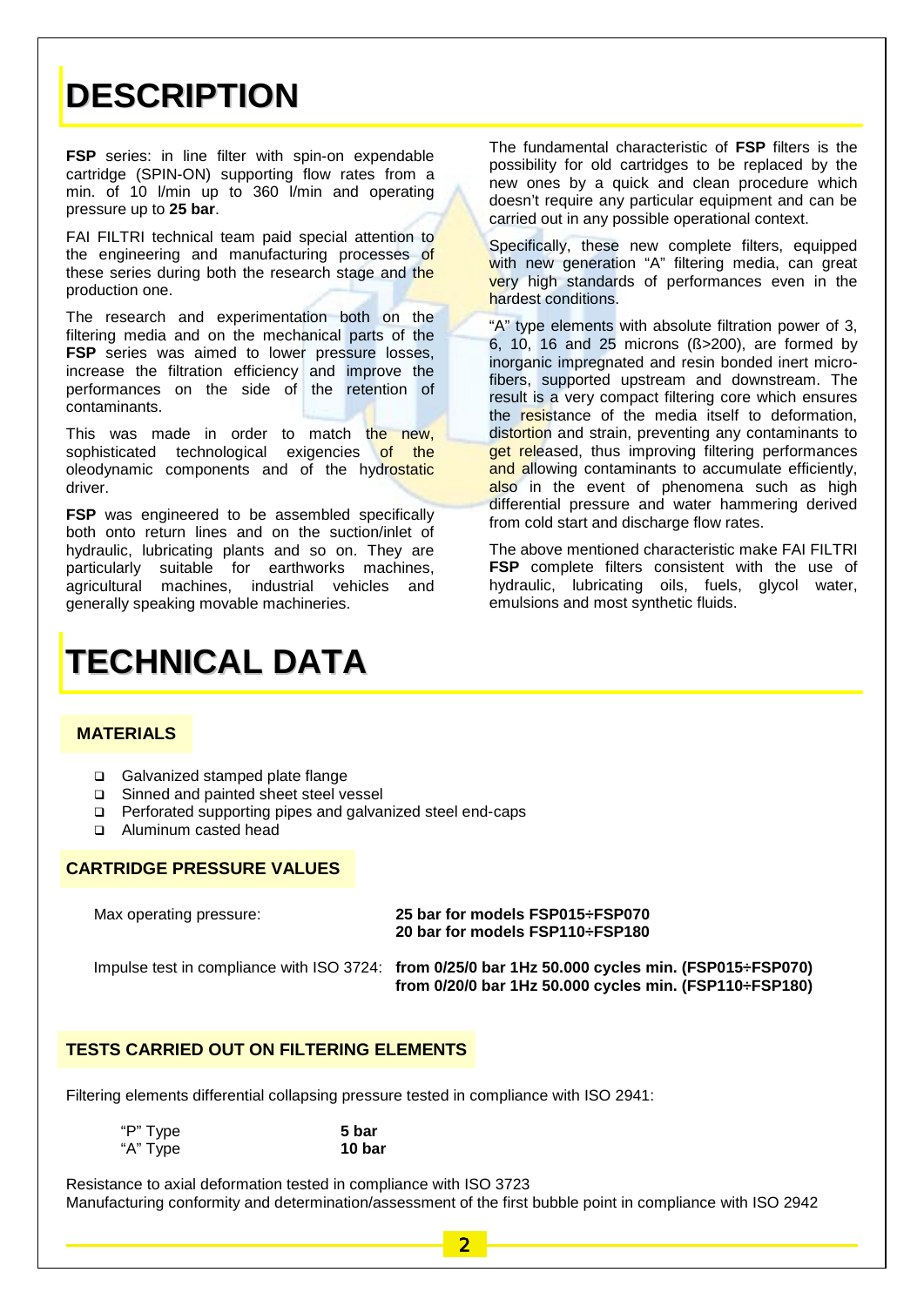# DESCRIPTION

**FSP** series: in line filter with spin-on expendable cartridge (SPIN-ON) supporting flow rates from a min. of 10 l/min up to 360 l/min and operating pressure up to **25 bar**.

FAI FILTRI technical team paid special attention to the engineering and manufacturing processes of these series during both the research stage and the production one.

The research and experimentation both on the filtering media and on the mechanical parts of the **FSP** series was aimed to lower pressure losses, increase the filtration efficiency and improve the performances on the side of the retention of contaminants.

This was made in order to match the new, sophisticated technological exigencies of the oleodynamic components and of the hydrostatic driver.

**FSP** was engineered to be assembled specifically both onto return lines and on the suction/inlet of hydraulic, lubricating plants and so on. They are particularly suitable for earthworks machines, agricultural machines, industrial vehicles and generally speaking movable machineries.

The fundamental characteristic of **FSP** filters is the possibility for old cartridges to be replaced by the new ones by a quick and clean procedure which doesn't require any particular equipment and can be carried out in any possible operational context.

Specifically, these new complete filters, equipped with new generation "A" filtering media, can great very high standards of performances even in the hardest conditions.

"A" type elements with absolute filtration power of 3, 6, 10, 16 and 25 microns (ß>200), are formed by inorganic impregnated and resin bonded inert micro-fibers, supported upstream and downstream. The result is a very compact filtering core which ensures the resistance of the media itself to deformation, distortion and strain, preventing any contaminants to get released, thus improving filtering performances and allowing contaminants to accumulate efficiently, also in the event of phenomena such as high differential pressure and water hammering derived from cold start and discharge flow rates.

The above mentioned characteristic make FAI FILTRI **FSP** complete filters consistent with the use of hydraulic, lubricating oils, fuels, glycol water, emulsions and most synthetic fluids.

# TECHNICAL DATA

## MATERIALS

- Galvanized stamped plate flange
- Sinned and painted sheet steel vessel
- Perforated supporting pipes and galvanized steel end-caps
- Aluminum casted head

## CARTRIDGE PRESSURE VALUES

Max operating pressure: **25 bar for models FSP015÷FSP070**
**20 bar for models FSP110÷FSP180**

Impulse test in compliance with ISO 3724: **from 0/25/0 bar 1Hz 50.000 cycles min. (FSP015÷FSP070)**
**from 0/20/0 bar 1Hz 50.000 cycles min. (FSP110÷FSP180)**

## TESTS CARRIED OUT ON FILTERING ELEMENTS

Filtering elements differential collapsing pressure tested in compliance with ISO 2941:

| | |
|---|---|
| "P" Type | **5 bar** |
| "A" Type | **10 bar** |

Resistance to axial deformation tested in compliance with ISO 3723
Manufacturing conformity and determination/assessment of the first bubble point in compliance with ISO 2942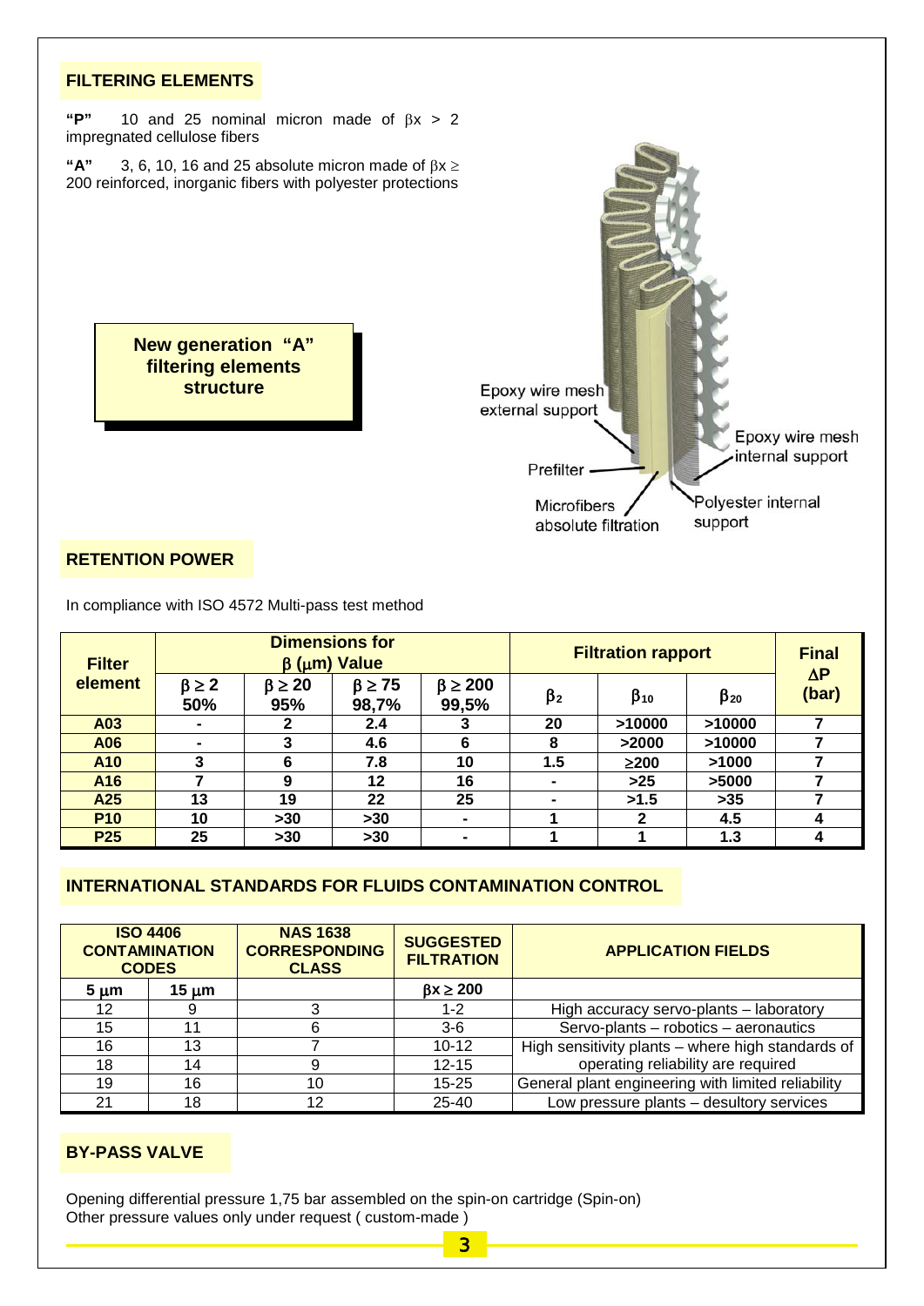## FILTERING ELEMENTS

**"P"** 10 and 25 nominal micron made of $\beta x > 2$ impregnated cellulose fibers

**"A"** 3, 6, 10, 16 and 25 absolute micron made of $\beta x \geq 200$ reinforced, inorganic fibers with polyester protections

**New generation "A" filtering elements structure**

Epoxy wire mesh external support

Prefilter

Microfibers absolute filtration

Epoxy wire mesh internal support

Polyester internal support

## RETENTION POWER

In compliance with ISO 4572 Multi-pass test method

| Filter element | Dimensions for $\beta$ ($\mu$m) Value | | | | Filtration rapport | | | Final $\Delta$P (bar) |
|---|---|---|---|---|---|---|---|---|
| | $\beta \geq 2$ 50% | $\beta \geq 20$ 95% | $\beta \geq 75$ 98,7% | $\beta \geq 200$ 99,5% | $\beta_2$ | $\beta_{10}$ | $\beta_{20}$ | |
| **A03** | - | 2 | 2.4 | 3 | 20 | >10000 | >10000 | 7 |
| **A06** | - | 3 | 4.6 | 6 | 8 | >2000 | >10000 | 7 |
| **A10** | 3 | 6 | 7.8 | 10 | 1.5 | ≥200 | >1000 | 7 |
| **A16** | 7 | 9 | 12 | 16 | - | >25 | >5000 | 7 |
| **A25** | 13 | 19 | 22 | 25 | - | >1.5 | >35 | 7 |
| **P10** | 10 | >30 | >30 | - | 1 | 2 | 4.5 | 4 |
| **P25** | 25 | >30 | >30 | - | 1 | 1 | 1.3 | 4 |

## INTERNATIONAL STANDARDS FOR FLUIDS CONTAMINATION CONTROL

| ISO 4406 CONTAMINATION CODES | | NAS 1638 CORRESPONDING CLASS | SUGGESTED FILTRATION | APPLICATION FIELDS |
|---|---|---|---|---|
| 5 $\mu$m | 15 $\mu$m | | $\beta x \geq 200$ | |
| 12 | 9 | 3 | 1-2 | High accuracy servo-plants – laboratory |
| 15 | 11 | 6 | 3-6 | Servo-plants – robotics – aeronautics |
| 16 | 13 | 7 | 10-12 | High sensitivity plants – where high standards of operating reliability are required |
| 18 | 14 | 9 | 12-15 | |
| 19 | 16 | 10 | 15-25 | General plant engineering with limited reliability |
| 21 | 18 | 12 | 25-40 | Low pressure plants – desultory services |

## BY-PASS VALVE

Opening differential pressure 1,75 bar assembled on the spin-on cartridge (Spin-on)
Other pressure values only under request ( custom-made )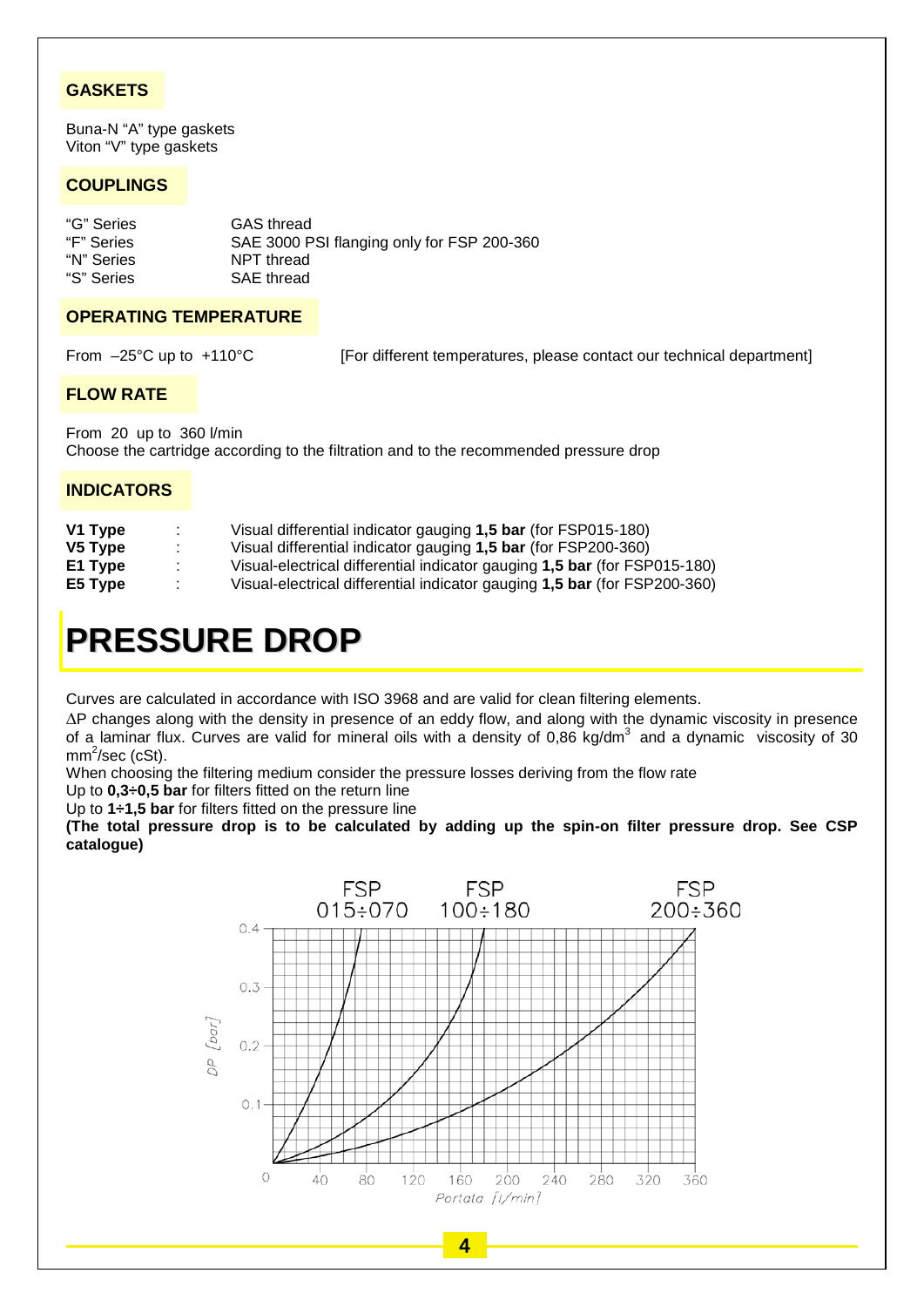## GASKETS

Buna-N "A" type gaskets
Viton "V" type gaskets

## COUPLINGS

| | |
|---|---|
| "G" Series | GAS thread |
| "F" Series | SAE 3000 PSI flanging only for FSP 200-360 |
| "N" Series | NPT thread |
| "S" Series | SAE thread |

## OPERATING TEMPERATURE

From –25°C up to +110°C [For different temperatures, please contact our technical department]

## FLOW RATE

From 20 up to 360 l/min
Choose the cartridge according to the filtration and to the recommended pressure drop

## INDICATORS

| | | |
|---|---|---|
| **V1 Type** | : | Visual differential indicator gauging **1,5 bar** (for FSP015-180) |
| **V5 Type** | : | Visual differential indicator gauging **1,5 bar** (for FSP200-360) |
| **E1 Type** | : | Visual-electrical differential indicator gauging **1,5 bar** (for FSP015-180) |
| **E5 Type** | : | Visual-electrical differential indicator gauging **1,5 bar** (for FSP200-360) |

# PRESSURE DROP

Curves are calculated in accordance with ISO 3968 and are valid for clean filtering elements.

$\Delta P$ changes along with the density in presence of an eddy flow, and along with the dynamic viscosity in presence of a laminar flux. Curves are valid for mineral oils with a density of 0,86 kg/dm$^3$ and a dynamic viscosity of 30 mm$^2$/sec (cSt).

When choosing the filtering medium consider the pressure losses deriving from the flow rate
Up to **0,3÷0,5 bar** for filters fitted on the return line
Up to **1÷1,5 bar** for filters fitted on the pressure line
**(The total pressure drop is to be calculated by adding up the spin-on filter pressure drop. See CSP catalogue)**

FSP 015÷070 FSP 100÷180 FSP 200÷360

DP [bar]: 0, 0.1, 0.2, 0.3, 0.4

Portata [l/min]: 0, 40, 80, 120, 160, 200, 240, 280, 320, 360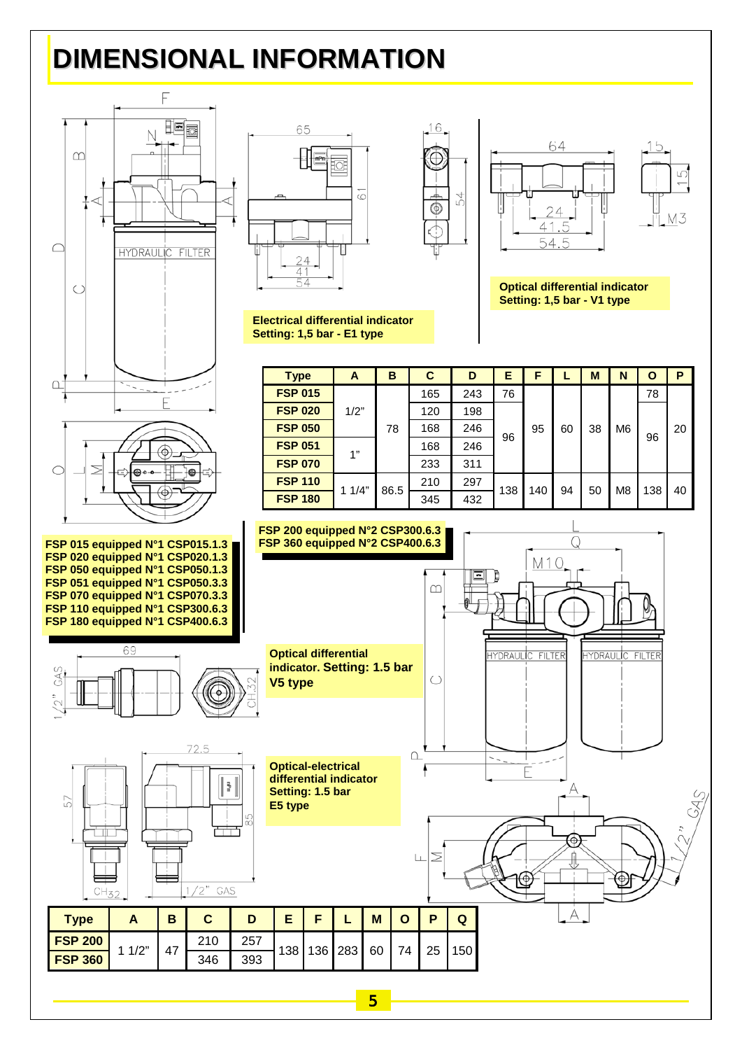# DIMENSIONAL INFORMATION

**Electrical differential indicator**
**Setting: 1,5 bar - E1 type**

**Optical differential indicator**
**Setting: 1,5 bar - V1 type**

| Type | A | B | C | D | E | F | L | M | N | O | P |
|---|---|---|---|---|---|---|---|---|---|---|---|
| **FSP 015** | 1/2" | 78 | 165 | 243 | 76 | 95 | 60 | 38 | M6 | 78 | 20 |
| **FSP 020** | 1/2" | 78 | 120 | 198 | 96 | 95 | 60 | 38 | M6 | 96 | 20 |
| **FSP 050** | 1/2" | 78 | 168 | 246 | 96 | 95 | 60 | 38 | M6 | 96 | 20 |
| **FSP 051** | 1" | 78 | 168 | 246 | 96 | 95 | 60 | 38 | M6 | 96 | 20 |
| **FSP 070** | 1" | 78 | 233 | 311 | 96 | 95 | 60 | 38 | M6 | 96 | 20 |
| **FSP 110** | 1 1/4" | 86.5 | 210 | 297 | 138 | 140 | 94 | 50 | M8 | 138 | 40 |
| **FSP 180** | 1 1/4" | 86.5 | 345 | 432 | 138 | 140 | 94 | 50 | M8 | 138 | 40 |

**FSP 015 equipped N°1 CSP015.1.3**
**FSP 020 equipped N°1 CSP020.1.3**
**FSP 050 equipped N°1 CSP050.1.3**
**FSP 051 equipped N°1 CSP050.3.3**
**FSP 070 equipped N°1 CSP070.3.3**
**FSP 110 equipped N°1 CSP300.6.3**
**FSP 180 equipped N°1 CSP400.6.3**

**FSP 200 equipped N°2 CSP300.6.3**
**FSP 360 equipped N°2 CSP400.6.3**

**Optical differential indicator. Setting: 1.5 bar V5 type**

**Optical-electrical differential indicator**
**Setting: 1.5 bar**
**E5 type**

| Type | A | B | C | D | E | F | L | M | O | P | Q |
|---|---|---|---|---|---|---|---|---|---|---|---|
| **FSP 200** | 1 1/2" | 47 | 210 | 257 | 138 | 136 | 283 | 60 | 74 | 25 | 150 |
| **FSP 360** | 1 1/2" | 47 | 346 | 393 | 138 | 136 | 283 | 60 | 74 | 25 | 150 |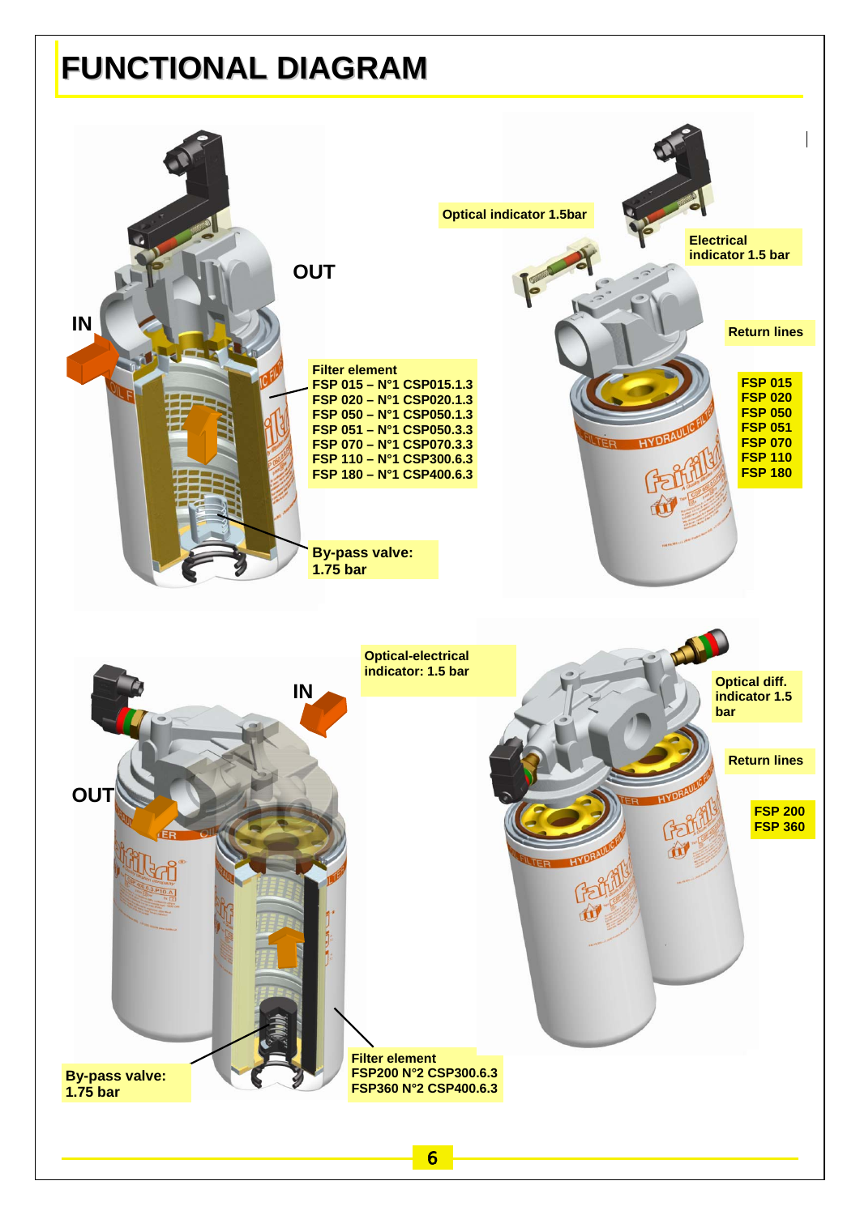# FUNCTIONAL DIAGRAM

IN

OUT

**Filter element**
**FSP 015 – N°1 CSP015.1.3**
**FSP 020 – N°1 CSP020.1.3**
**FSP 050 – N°1 CSP050.1.3**
**FSP 051 – N°1 CSP050.3.3**
**FSP 070 – N°1 CSP070.3.3**
**FSP 110 – N°1 CSP300.6.3**
**FSP 180 – N°1 CSP400.6.3**

**By-pass valve: 1.75 bar**

**Optical indicator 1.5bar**

**Electrical indicator 1.5 bar**

**Return lines**

**FSP 015**
**FSP 020**
**FSP 050**
**FSP 051**
**FSP 070**
**FSP 110**
**FSP 180**

**Optical-electrical indicator: 1.5 bar**

IN

OUT

**By-pass valve: 1.75 bar**

**Filter element**
**FSP200 N°2 CSP300.6.3**
**FSP360 N°2 CSP400.6.3**

**Optical diff. indicator 1.5 bar**

**Return lines**

**FSP 200**
**FSP 360**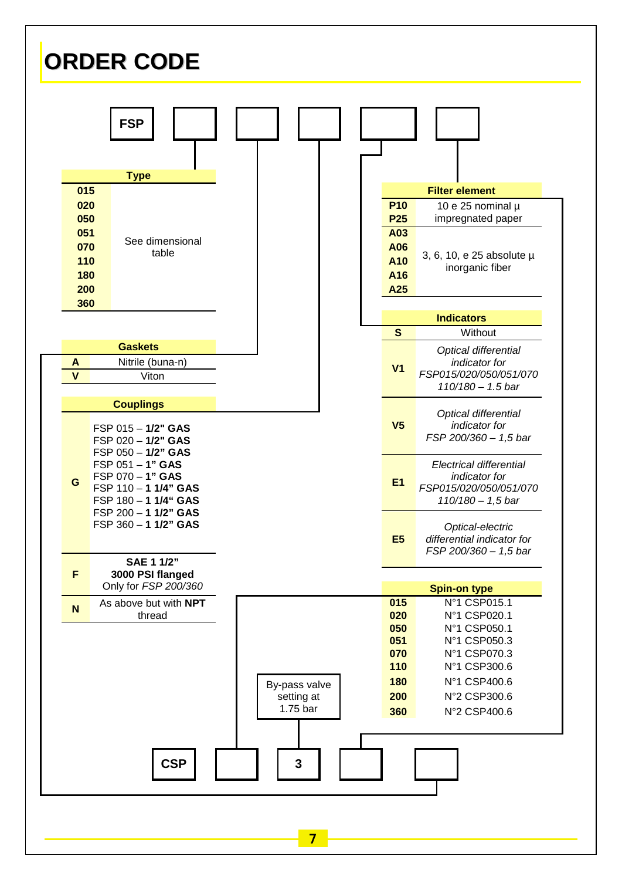# ORDER CODE

**FSP** | ☐ | ☐ | ☐ | ☐ | ☐

| Type | |
|---|---|
| **015** | See dimensional table |
| **020** | |
| **050** | |
| **051** | |
| **070** | |
| **110** | |
| **180** | |
| **200** | |
| **360** | |

| Gaskets | |
|---|---|
| **A** | Nitrile (buna-n) |
| **V** | Viton |

| Couplings | |
|---|---|
| **G** | FSP 015 – **1/2" GAS**<br>FSP 020 – **1/2" GAS**<br>FSP 050 – **1/2" GAS**<br>FSP 051 – **1" GAS**<br>FSP 070 – **1" GAS**<br>FSP 110 – **1 1/4" GAS**<br>FSP 180 – **1 1/4" GAS**<br>FSP 200 – **1 1/2" GAS**<br>FSP 360 – **1 1/2" GAS** |
| **F** | **SAE 1 1/2" 3000 PSI flanged**<br>Only for *FSP 200/360* |
| **N** | As above but with **NPT** thread |

| Filter element | |
|---|---|
| **P10** | 10 e 25 nominal µ impregnated paper |
| **P25** | |
| **A03** | 3, 6, 10, e 25 absolute µ inorganic fiber |
| **A06** | |
| **A10** | |
| **A16** | |
| **A25** | |

| Indicators | |
|---|---|
| **S** | Without |
| **V1** | *Optical differential indicator for FSP015/020/050/051/070 110/180 – 1.5 bar* |
| **V5** | *Optical differential indicator for FSP 200/360 – 1,5 bar* |
| **E1** | *Electrical differential indicator for FSP015/020/050/051/070 110/180 – 1,5 bar* |
| **E5** | *Optical-electric differential indicator for FSP 200/360 – 1,5 bar* |

| Spin-on type | |
|---|---|
| **015** | N°1 CSP015.1 |
| **020** | N°1 CSP020.1 |
| **050** | N°1 CSP050.1 |
| **051** | N°1 CSP050.3 |
| **070** | N°1 CSP070.3 |
| **110** | N°1 CSP300.6 |
| **180** | N°1 CSP400.6 |
| **200** | N°2 CSP300.6 |
| **360** | N°2 CSP400.6 |

By-pass valve setting at 1.75 bar

**CSP** | ☐ | **3** | ☐ | ☐